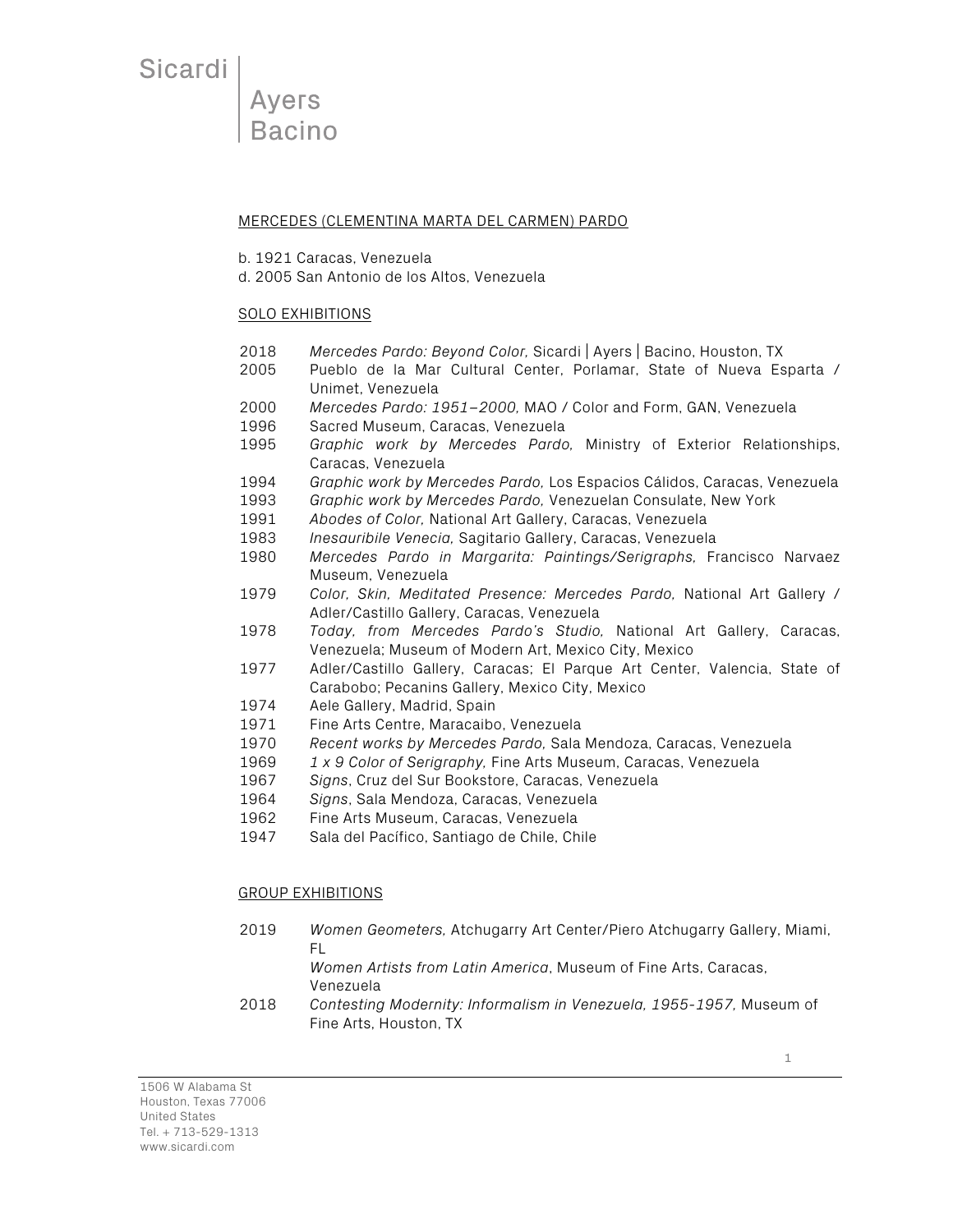Sicardi | Ayers | Bacino

MERCEDES (CLEMENTINA MARTA DEL CARMEN) PARDO

b. 1921 Caracas, Venezuela
d. 2005 San Antonio de los Altos, Venezuela

SOLO EXHIBITIONS

2018 *Mercedes Pardo: Beyond Color,* Sicardi | Ayers | Bacino, Houston, TX
2005 Pueblo de la Mar Cultural Center, Porlamar, State of Nueva Esparta / Unimet, Venezuela
2000 *Mercedes Pardo: 1951–2000,* MAO / Color and Form, GAN, Venezuela
1996 Sacred Museum, Caracas, Venezuela
1995 *Graphic work by Mercedes Pardo,* Ministry of Exterior Relationships, Caracas, Venezuela
1994 *Graphic work by Mercedes Pardo,* Los Espacios Cálidos, Caracas, Venezuela
1993 *Graphic work by Mercedes Pardo,* Venezuelan Consulate, New York
1991 *Abodes of Color,* National Art Gallery, Caracas, Venezuela
1983 *Inesauribile Venecia,* Sagitario Gallery, Caracas, Venezuela
1980 *Mercedes Pardo in Margarita: Paintings/Serigraphs,* Francisco Narvaez Museum, Venezuela
1979 *Color, Skin, Meditated Presence: Mercedes Pardo,* National Art Gallery / Adler/Castillo Gallery, Caracas, Venezuela
1978 *Today, from Mercedes Pardo's Studio,* National Art Gallery, Caracas, Venezuela; Museum of Modern Art, Mexico City, Mexico
1977 Adler/Castillo Gallery, Caracas; El Parque Art Center, Valencia, State of Carabobo; Pecanins Gallery, Mexico City, Mexico
1974 Aele Gallery, Madrid, Spain
1971 Fine Arts Centre, Maracaibo, Venezuela
1970 *Recent works by Mercedes Pardo,* Sala Mendoza, Caracas, Venezuela
1969 *1 x 9 Color of Serigraphy,* Fine Arts Museum, Caracas, Venezuela
1967 *Signs*, Cruz del Sur Bookstore, Caracas, Venezuela
1964 *Signs*, Sala Mendoza, Caracas, Venezuela
1962 Fine Arts Museum, Caracas, Venezuela
1947 Sala del Pacífico, Santiago de Chile, Chile

GROUP EXHIBITIONS

2019 *Women Geometers,* Atchugarry Art Center/Piero Atchugarry Gallery, Miami, FL
*Women Artists from Latin America*, Museum of Fine Arts, Caracas, Venezuela
2018 *Contesting Modernity: Informalism in Venezuela, 1955-1957,* Museum of Fine Arts, Houston, TX

1506 W Alabama St
Houston, Texas 77006
United States
Tel. + 713-529-1313
www.sicardi.com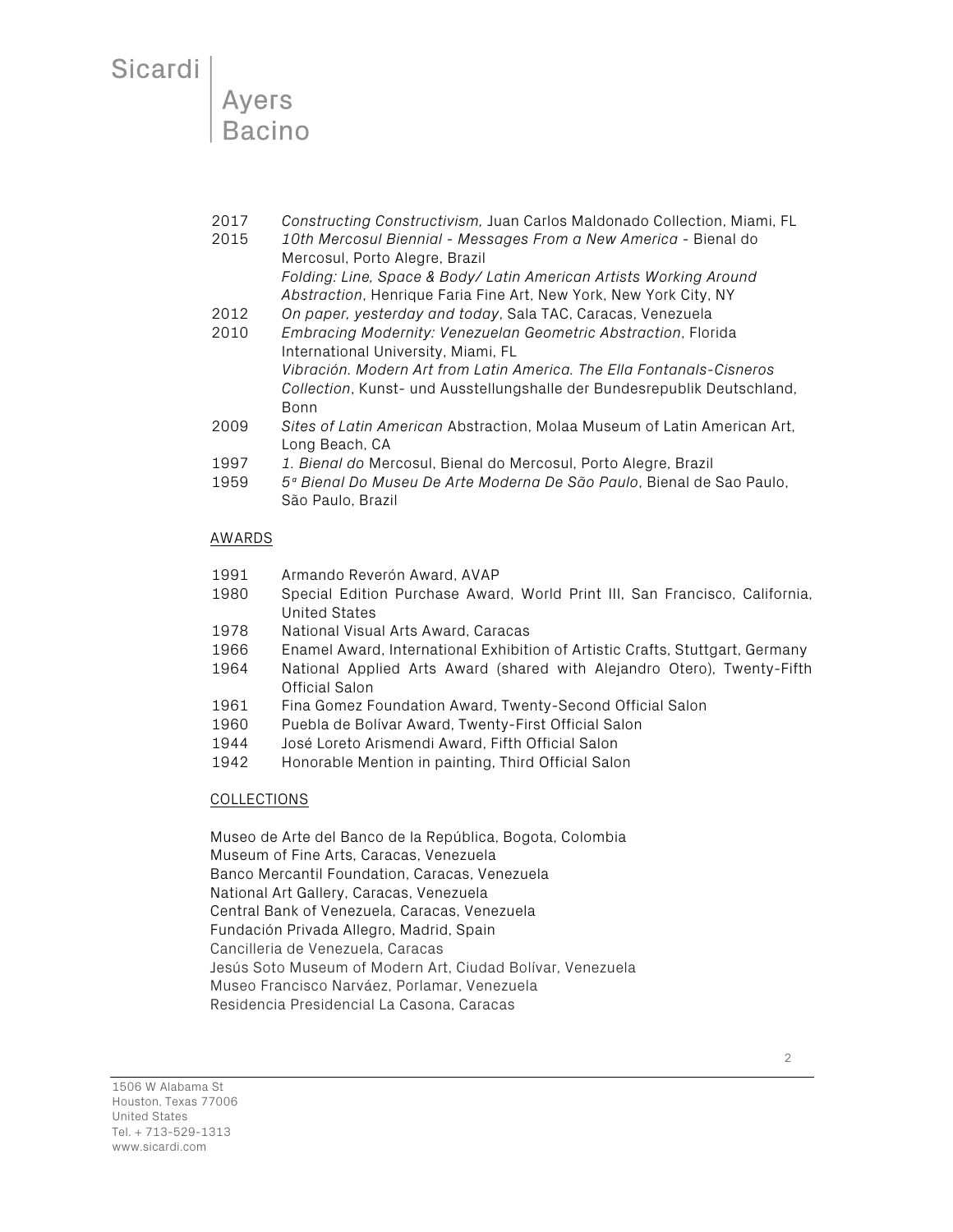2017 *Constructing Constructivism,* Juan Carlos Maldonado Collection, Miami, FL

2015 *10th Mercosul Biennial - Messages From a New America -* Bienal do Mercosul, Porto Alegre, Brazil

*Folding: Line, Space & Body/ Latin American Artists Working Around Abstraction*, Henrique Faria Fine Art, New York, New York City, NY

2012 *On paper, yesterday and today*, Sala TAC, Caracas, Venezuela

2010 *Embracing Modernity: Venezuelan Geometric Abstraction*, Florida International University, Miami, FL

*Vibración. Modern Art from Latin America. The Ella Fontanals-Cisneros Collection*, Kunst- und Ausstellungshalle der Bundesrepublik Deutschland, Bonn

2009 *Sites of Latin American* Abstraction, Molaa Museum of Latin American Art, Long Beach, CA

1997 *1. Bienal do* Mercosul, Bienal do Mercosul, Porto Alegre, Brazil

1959 *5ª Bienal Do Museu De Arte Moderna De São Paulo*, Bienal de Sao Paulo, São Paulo, Brazil

## AWARDS

1991 Armando Reverón Award, AVAP

1980 Special Edition Purchase Award, World Print III, San Francisco, California, United States

1978 National Visual Arts Award, Caracas

1966 Enamel Award, International Exhibition of Artistic Crafts, Stuttgart, Germany

1964 National Applied Arts Award (shared with Alejandro Otero), Twenty-Fifth Official Salon

1961 Fina Gomez Foundation Award, Twenty-Second Official Salon

1960 Puebla de Bolívar Award, Twenty-First Official Salon

1944 José Loreto Arismendi Award, Fifth Official Salon

1942 Honorable Mention in painting, Third Official Salon

## COLLECTIONS

Museo de Arte del Banco de la República, Bogota, Colombia
Museum of Fine Arts, Caracas, Venezuela
Banco Mercantil Foundation, Caracas, Venezuela
National Art Gallery, Caracas, Venezuela
Central Bank of Venezuela, Caracas, Venezuela
Fundación Privada Allegro, Madrid, Spain
Cancilleria de Venezuela, Caracas
Jesús Soto Museum of Modern Art, Ciudad Bolívar, Venezuela
Museo Francisco Narváez, Porlamar, Venezuela
Residencia Presidencial La Casona, Caracas